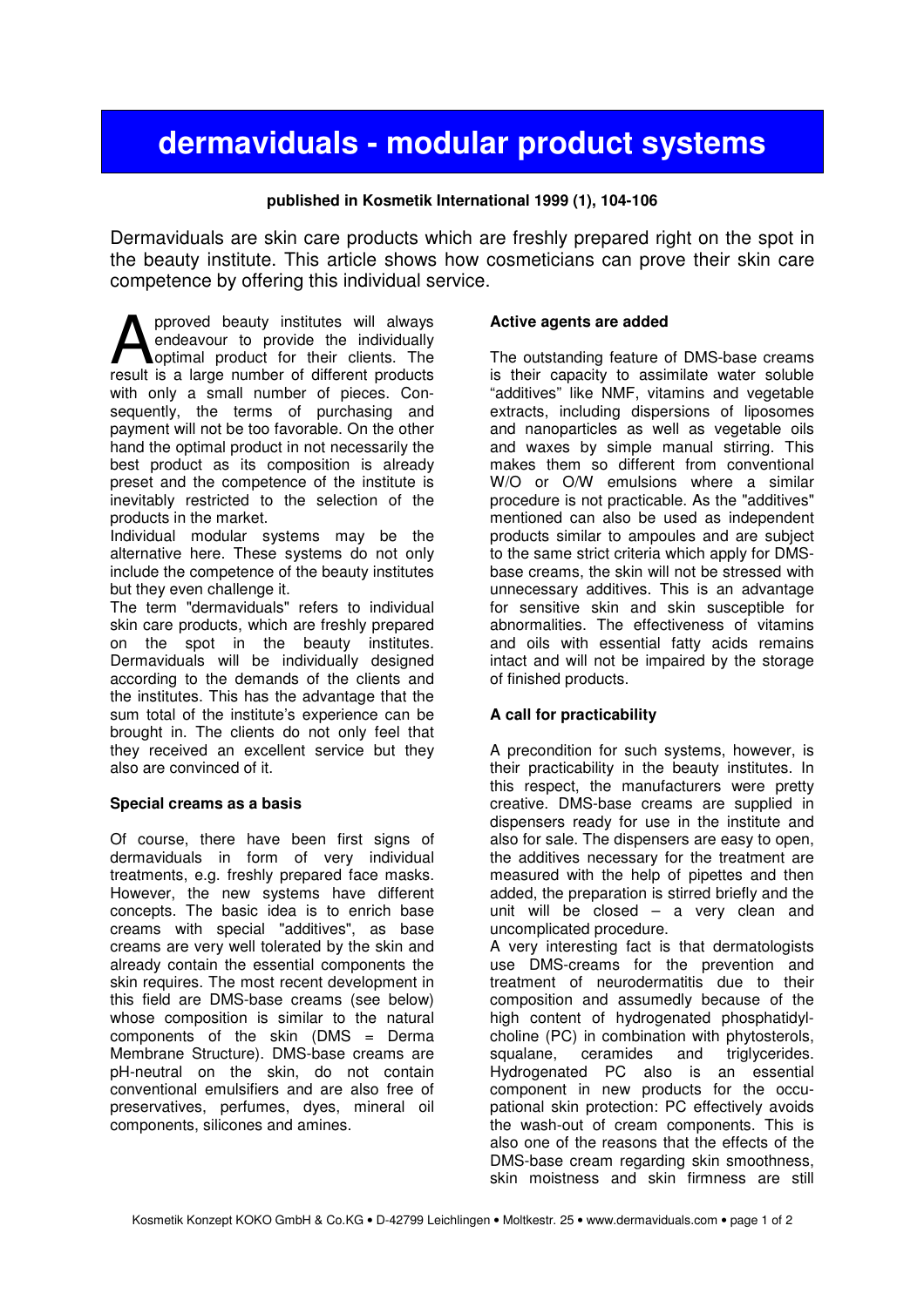# dermaviduals - modular product systems

**published in Kosmetik International 1999 (1), 104-106**

Dermaviduals are skin care products which are freshly prepared right on the spot in the beauty institute. This article shows how cosmeticians can prove their skin care competence by offering this individual service.

Approved beauty institutes will always endeavour to provide the individually optimal product for their clients. The result is a large number of different products with only a small number of pieces. Consequently, the terms of purchasing and payment will not be too favorable. On the other hand the optimal product in not necessarily the best product as its composition is already preset and the competence of the institute is inevitably restricted to the selection of the products in the market.

Individual modular systems may be the alternative here. These systems do not only include the competence of the beauty institutes but they even challenge it.

The term "dermaviduals" refers to individual skin care products, which are freshly prepared on the spot in the beauty institutes. Dermaviduals will be individually designed according to the demands of the clients and the institutes. This has the advantage that the sum total of the institute's experience can be brought in. The clients do not only feel that they received an excellent service but they also are convinced of it.

**Special creams as a basis**

Of course, there have been first signs of dermaviduals in form of very individual treatments, e.g. freshly prepared face masks. However, the new systems have different concepts. The basic idea is to enrich base creams with special "additives", as base creams are very well tolerated by the skin and already contain the essential components the skin requires. The most recent development in this field are DMS-base creams (see below) whose composition is similar to the natural components of the skin (DMS = Derma Membrane Structure). DMS-base creams are pH-neutral on the skin, do not contain conventional emulsifiers and are also free of preservatives, perfumes, dyes, mineral oil components, silicones and amines.

**Active agents are added**

The outstanding feature of DMS-base creams is their capacity to assimilate water soluble "additives" like NMF, vitamins and vegetable extracts, including dispersions of liposomes and nanoparticles as well as vegetable oils and waxes by simple manual stirring. This makes them so different from conventional W/O or O/W emulsions where a similar procedure is not practicable. As the "additives" mentioned can also be used as independent products similar to ampoules and are subject to the same strict criteria which apply for DMS-base creams, the skin will not be stressed with unnecessary additives. This is an advantage for sensitive skin and skin susceptible for abnormalities. The effectiveness of vitamins and oils with essential fatty acids remains intact and will not be impaired by the storage of finished products.

**A call for practicability**

A precondition for such systems, however, is their practicability in the beauty institutes. In this respect, the manufacturers were pretty creative. DMS-base creams are supplied in dispensers ready for use in the institute and also for sale. The dispensers are easy to open, the additives necessary for the treatment are measured with the help of pipettes and then added, the preparation is stirred briefly and the unit will be closed – a very clean and uncomplicated procedure.

A very interesting fact is that dermatologists use DMS-creams for the prevention and treatment of neurodermatitis due to their composition and assumedly because of the high content of hydrogenated phosphatidylcholine (PC) in combination with phytosterols, squalane, ceramides and triglycerides. Hydrogenated PC also is an essential component in new products for the occupational skin protection: PC effectively avoids the wash-out of cream components. This is also one of the reasons that the effects of the DMS-base cream regarding skin smoothness, skin moistness and skin firmness are still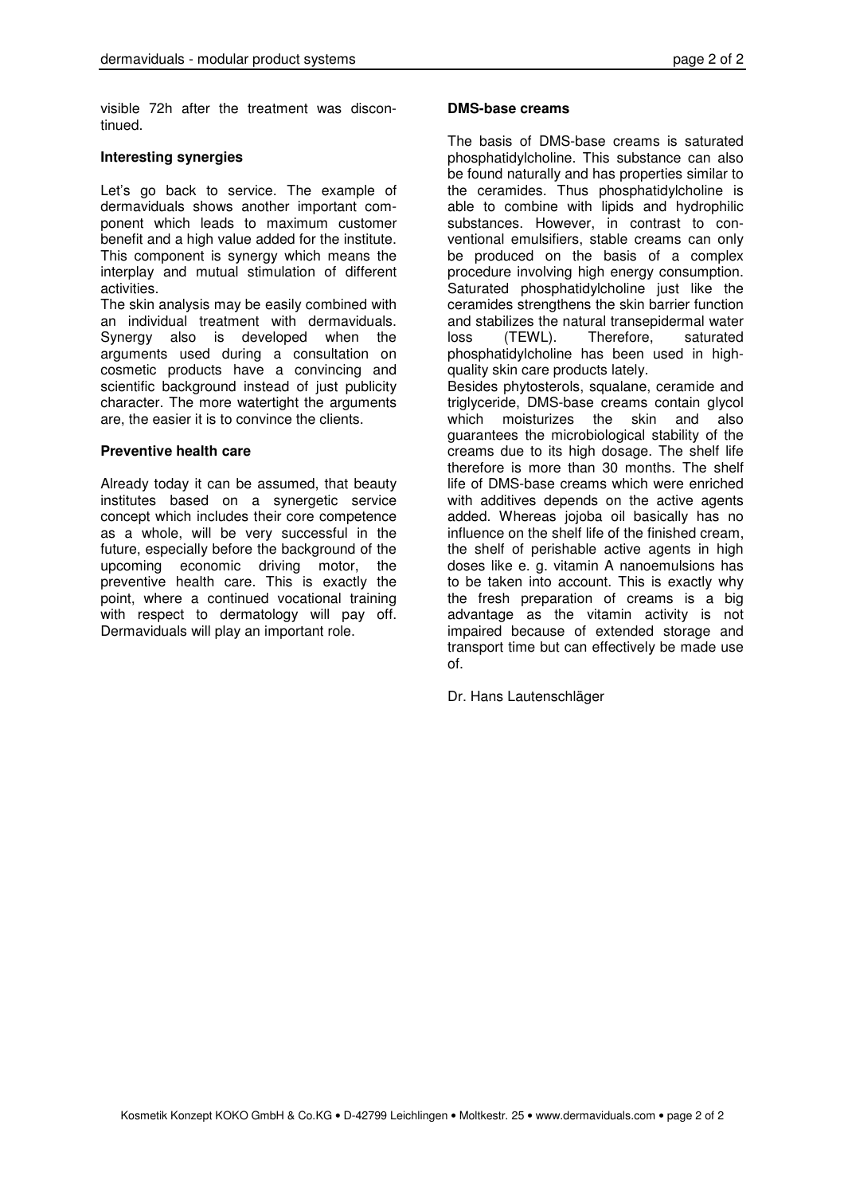visible 72h after the treatment was discontinued.

**Interesting synergies**

Let's go back to service. The example of dermaviduals shows another important component which leads to maximum customer benefit and a high value added for the institute. This component is synergy which means the interplay and mutual stimulation of different activities.

The skin analysis may be easily combined with an individual treatment with dermaviduals. Synergy also is developed when the arguments used during a consultation on cosmetic products have a convincing and scientific background instead of just publicity character. The more watertight the arguments are, the easier it is to convince the clients.

**Preventive health care**

Already today it can be assumed, that beauty institutes based on a synergetic service concept which includes their core competence as a whole, will be very successful in the future, especially before the background of the upcoming economic driving motor, the preventive health care. This is exactly the point, where a continued vocational training with respect to dermatology will pay off. Dermaviduals will play an important role.

**DMS-base creams**

The basis of DMS-base creams is saturated phosphatidylcholine. This substance can also be found naturally and has properties similar to the ceramides. Thus phosphatidylcholine is able to combine with lipids and hydrophilic substances. However, in contrast to conventional emulsifiers, stable creams can only be produced on the basis of a complex procedure involving high energy consumption. Saturated phosphatidylcholine just like the ceramides strengthens the skin barrier function and stabilizes the natural transepidermal water loss (TEWL). Therefore, saturated phosphatidylcholine has been used in high-quality skin care products lately.

Besides phytosterols, squalane, ceramide and triglyceride, DMS-base creams contain glycol which moisturizes the skin and also guarantees the microbiological stability of the creams due to its high dosage. The shelf life therefore is more than 30 months. The shelf life of DMS-base creams which were enriched with additives depends on the active agents added. Whereas jojoba oil basically has no influence on the shelf life of the finished cream, the shelf of perishable active agents in high doses like e. g. vitamin A nanoemulsions has to be taken into account. This is exactly why the fresh preparation of creams is a big advantage as the vitamin activity is not impaired because of extended storage and transport time but can effectively be made use of.

Dr. Hans Lautenschläger